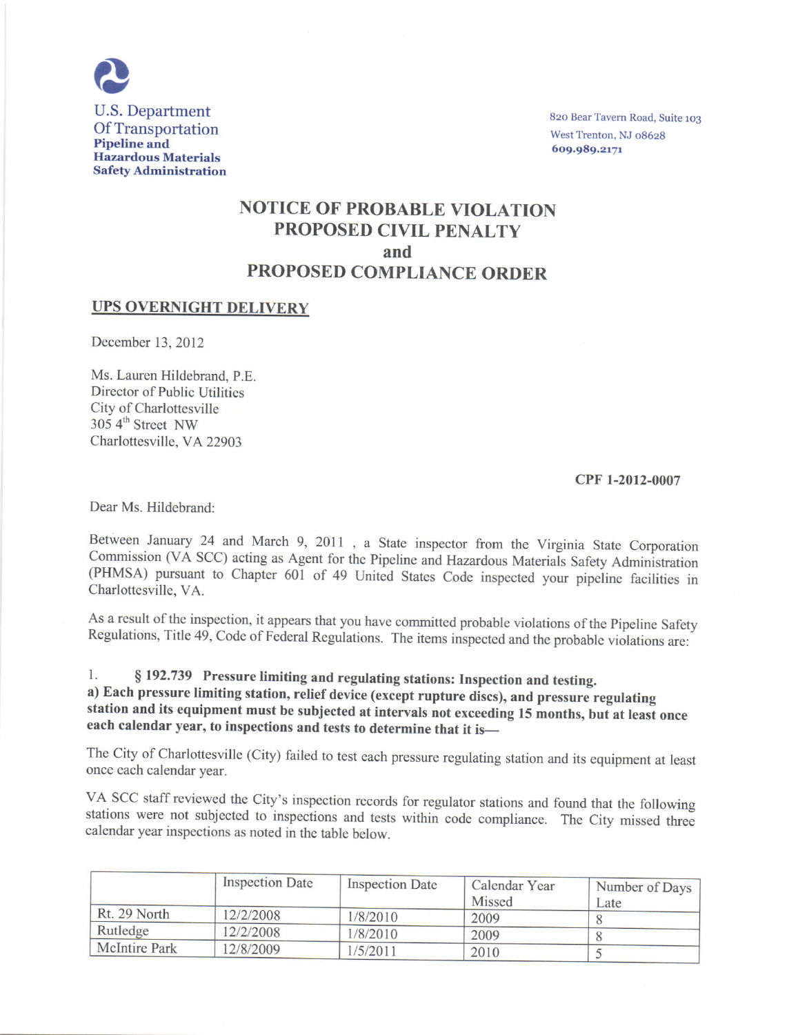U.S. Department Of Transportation
**Pipeline and Hazardous Materials Safety Administration**

820 Bear Tavern Road, Suite 103
West Trenton, NJ 08628
609.989.2171

# NOTICE OF PROBABLE VIOLATION
# PROPOSED CIVIL PENALTY
# and
# PROPOSED COMPLIANCE ORDER

**UPS OVERNIGHT DELIVERY**

December 13, 2012

Ms. Lauren Hildebrand, P.E.
Director of Public Utilities
City of Charlottesville
305 4th Street NW
Charlottesville, VA 22903

**CPF 1-2012-0007**

Dear Ms. Hildebrand:

Between January 24 and March 9, 2011 , a State inspector from the Virginia State Corporation Commission (VA SCC) acting as Agent for the Pipeline and Hazardous Materials Safety Administration (PHMSA) pursuant to Chapter 601 of 49 United States Code inspected your pipeline facilities in Charlottesville, VA.

As a result of the inspection, it appears that you have committed probable violations of the Pipeline Safety Regulations, Title 49, Code of Federal Regulations. The items inspected and the probable violations are:

1. **§ 192.739 Pressure limiting and regulating stations: Inspection and testing.**
**a) Each pressure limiting station, relief device (except rupture discs), and pressure regulating station and its equipment must be subjected at intervals not exceeding 15 months, but at least once each calendar year, to inspections and tests to determine that it is—**

The City of Charlottesville (City) failed to test each pressure regulating station and its equipment at least once each calendar year.

VA SCC staff reviewed the City's inspection records for regulator stations and found that the following stations were not subjected to inspections and tests within code compliance. The City missed three calendar year inspections as noted in the table below.

| | Inspection Date | Inspection Date | Calendar Year Missed | Number of Days Late |
|---|---|---|---|---|
| Rt. 29 North | 12/2/2008 | 1/8/2010 | 2009 | 8 |
| Rutledge | 12/2/2008 | 1/8/2010 | 2009 | 8 |
| McIntire Park | 12/8/2009 | 1/5/2011 | 2010 | 5 |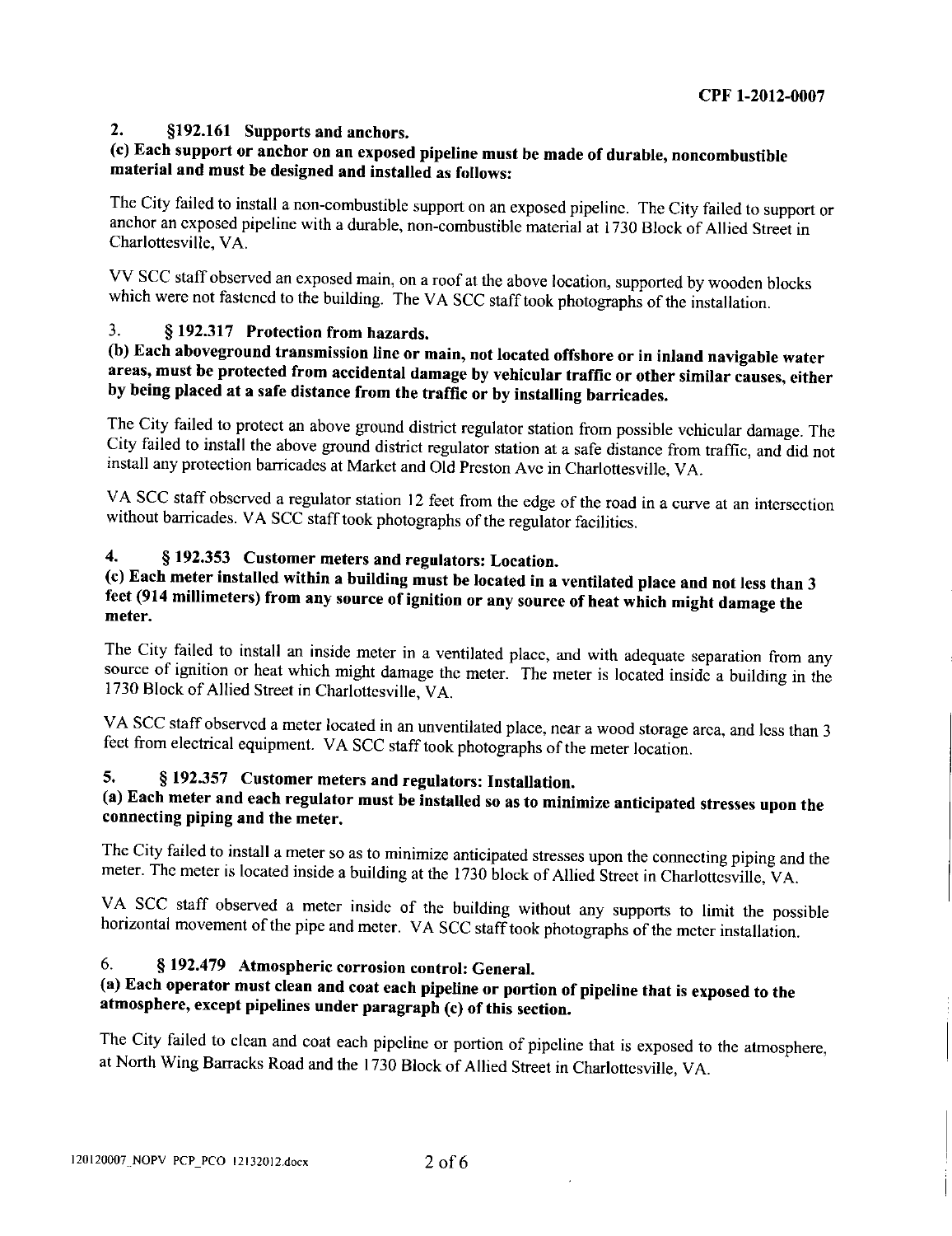CPF 1-2012-0007

**2. §192.161 Supports and anchors.**

**(c) Each support or anchor on an exposed pipeline must be made of durable, noncombustible material and must be designed and installed as follows:**

The City failed to install a non-combustible support on an exposed pipeline. The City failed to support or anchor an exposed pipeline with a durable, non-combustible material at 1730 Block of Allied Street in Charlottesville, VA.

VV SCC staff observed an exposed main, on a roof at the above location, supported by wooden blocks which were not fastened to the building. The VA SCC staff took photographs of the installation.

**3. § 192.317 Protection from hazards.**

**(b) Each aboveground transmission line or main, not located offshore or in inland navigable water areas, must be protected from accidental damage by vehicular traffic or other similar causes, either by being placed at a safe distance from the traffic or by installing barricades.**

The City failed to protect an above ground district regulator station from possible vehicular damage. The City failed to install the above ground district regulator station at a safe distance from traffic, and did not install any protection barricades at Market and Old Preston Ave in Charlottesville, VA.

VA SCC staff observed a regulator station 12 feet from the edge of the road in a curve at an intersection without barricades. VA SCC staff took photographs of the regulator facilities.

**4. § 192.353 Customer meters and regulators: Location.**

**(c) Each meter installed within a building must be located in a ventilated place and not less than 3 feet (914 millimeters) from any source of ignition or any source of heat which might damage the meter.**

The City failed to install an inside meter in a ventilated place, and with adequate separation from any source of ignition or heat which might damage the meter. The meter is located inside a building in the 1730 Block of Allied Street in Charlottesville, VA.

VA SCC staff observed a meter located in an unventilated place, near a wood storage area, and less than 3 feet from electrical equipment. VA SCC staff took photographs of the meter location.

**5. § 192.357 Customer meters and regulators: Installation.**

**(a) Each meter and each regulator must be installed so as to minimize anticipated stresses upon the connecting piping and the meter.**

The City failed to install a meter so as to minimize anticipated stresses upon the connecting piping and the meter. The meter is located inside a building at the 1730 block of Allied Street in Charlottesville, VA.

VA SCC staff observed a meter inside of the building without any supports to limit the possible horizontal movement of the pipe and meter. VA SCC staff took photographs of the meter installation.

**6. § 192.479 Atmospheric corrosion control: General.**

**(a) Each operator must clean and coat each pipeline or portion of pipeline that is exposed to the atmosphere, except pipelines under paragraph (c) of this section.**

The City failed to clean and coat each pipeline or portion of pipeline that is exposed to the atmosphere, at North Wing Barracks Road and the 1730 Block of Allied Street in Charlottesville, VA.

120120007_NOPV PCP_PCO 12132012.docx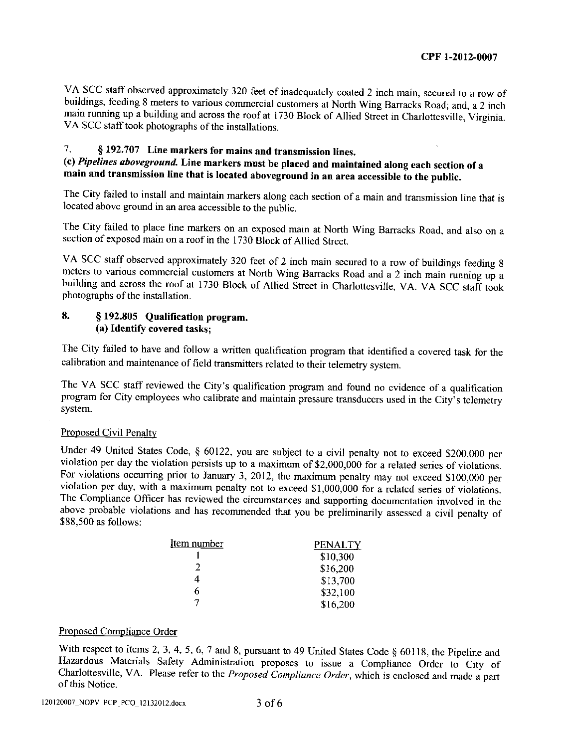VA SCC staff observed approximately 320 feet of inadequately coated 2 inch main, secured to a row of buildings, feeding 8 meters to various commercial customers at North Wing Barracks Road; and, a 2 inch main running up a building and across the roof at 1730 Block of Allied Street in Charlottesville, Virginia. VA SCC staff took photographs of the installations.

### 7. § 192.707 Line markers for mains and transmission lines.

**(c) *Pipelines aboveground.* Line markers must be placed and maintained along each section of a main and transmission line that is located aboveground in an area accessible to the public.**

The City failed to install and maintain markers along each section of a main and transmission line that is located above ground in an area accessible to the public.

The City failed to place line markers on an exposed main at North Wing Barracks Road, and also on a section of exposed main on a roof in the 1730 Block of Allied Street.

VA SCC staff observed approximately 320 feet of 2 inch main secured to a row of buildings feeding 8 meters to various commercial customers at North Wing Barracks Road and a 2 inch main running up a building and across the roof at 1730 Block of Allied Street in Charlottesville, VA. VA SCC staff took photographs of the installation.

### 8. § 192.805 Qualification program.

**(a) Identify covered tasks;**

The City failed to have and follow a written qualification program that identified a covered task for the calibration and maintenance of field transmitters related to their telemetry system.

The VA SCC staff reviewed the City's qualification program and found no evidence of a qualification program for City employees who calibrate and maintain pressure transducers used in the City's telemetry system.

## Proposed Civil Penalty

Under 49 United States Code, § 60122, you are subject to a civil penalty not to exceed $200,000 per violation per day the violation persists up to a maximum of $2,000,000 for a related series of violations. For violations occurring prior to January 3, 2012, the maximum penalty may not exceed $100,000 per violation per day, with a maximum penalty not to exceed $1,000,000 for a related series of violations. The Compliance Officer has reviewed the circumstances and supporting documentation involved in the above probable violations and has recommended that you be preliminarily assessed a civil penalty of $88,500 as follows:

| Item number | PENALTY |
|---|---|
| 1 | $10,300 |
| 2 | $16,200 |
| 4 | $13,700 |
| 6 | $32,100 |
| 7 | $16,200 |

## Proposed Compliance Order

With respect to items 2, 3, 4, 5, 6, 7 and 8, pursuant to 49 United States Code § 60118, the Pipeline and Hazardous Materials Safety Administration proposes to issue a Compliance Order to City of Charlottesville, VA. Please refer to the *Proposed Compliance Order*, which is enclosed and made a part of this Notice.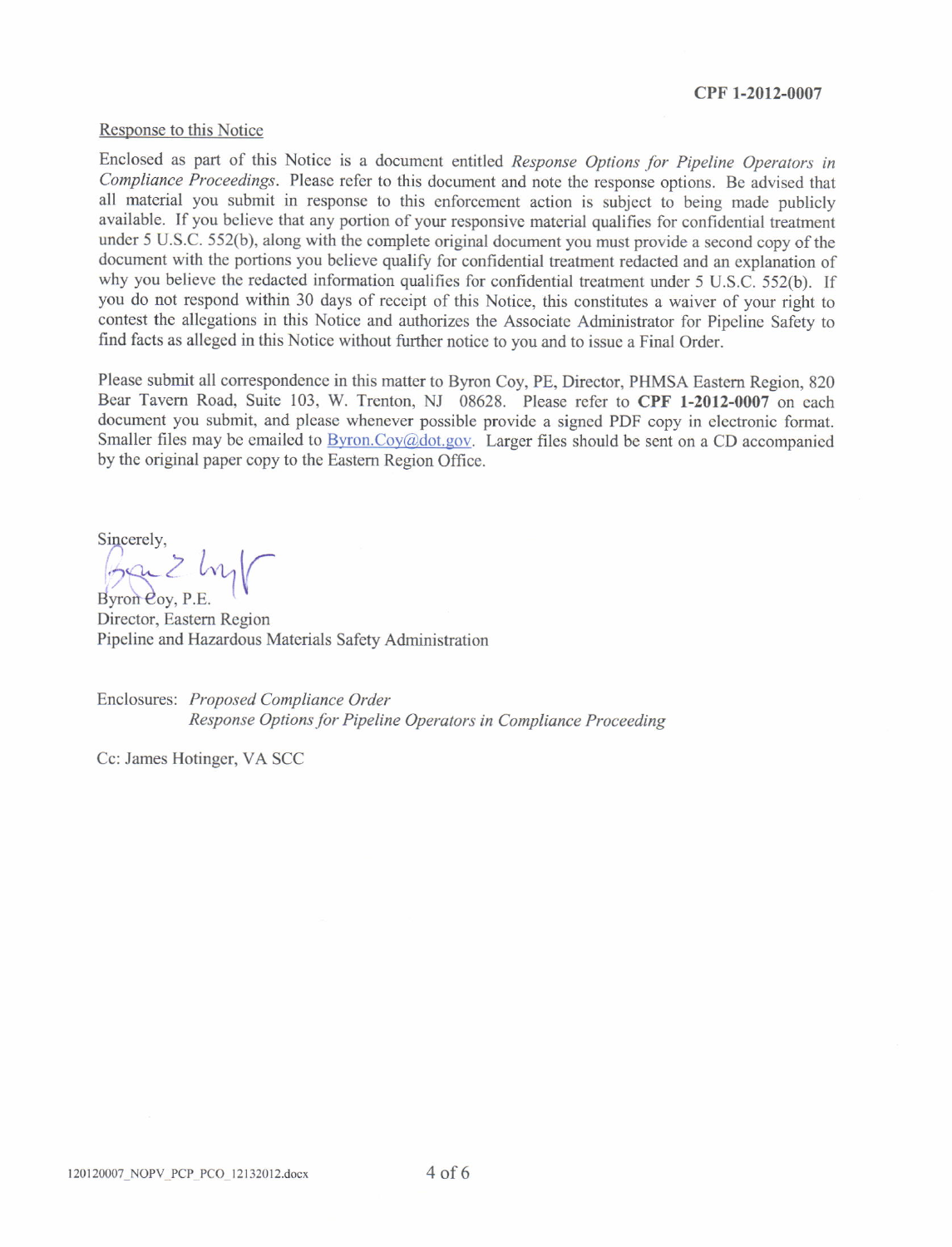CPF 1-2012-0007

Response to this Notice

Enclosed as part of this Notice is a document entitled *Response Options for Pipeline Operators in Compliance Proceedings*. Please refer to this document and note the response options. Be advised that all material you submit in response to this enforcement action is subject to being made publicly available. If you believe that any portion of your responsive material qualifies for confidential treatment under 5 U.S.C. 552(b), along with the complete original document you must provide a second copy of the document with the portions you believe qualify for confidential treatment redacted and an explanation of why you believe the redacted information qualifies for confidential treatment under 5 U.S.C. 552(b). If you do not respond within 30 days of receipt of this Notice, this constitutes a waiver of your right to contest the allegations in this Notice and authorizes the Associate Administrator for Pipeline Safety to find facts as alleged in this Notice without further notice to you and to issue a Final Order.

Please submit all correspondence in this matter to Byron Coy, PE, Director, PHMSA Eastern Region, 820 Bear Tavern Road, Suite 103, W. Trenton, NJ 08628. Please refer to **CPF 1-2012-0007** on each document you submit, and please whenever possible provide a signed PDF copy in electronic format. Smaller files may be emailed to Byron.Coy@dot.gov. Larger files should be sent on a CD accompanied by the original paper copy to the Eastern Region Office.

Sincerely,

Byron Coy, P.E.
Director, Eastern Region
Pipeline and Hazardous Materials Safety Administration

Enclosures: *Proposed Compliance Order*
*Response Options for Pipeline Operators in Compliance Proceeding*

Cc: James Hotinger, VA SCC

120120007_NOPV_PCP_PCO_12132012.docx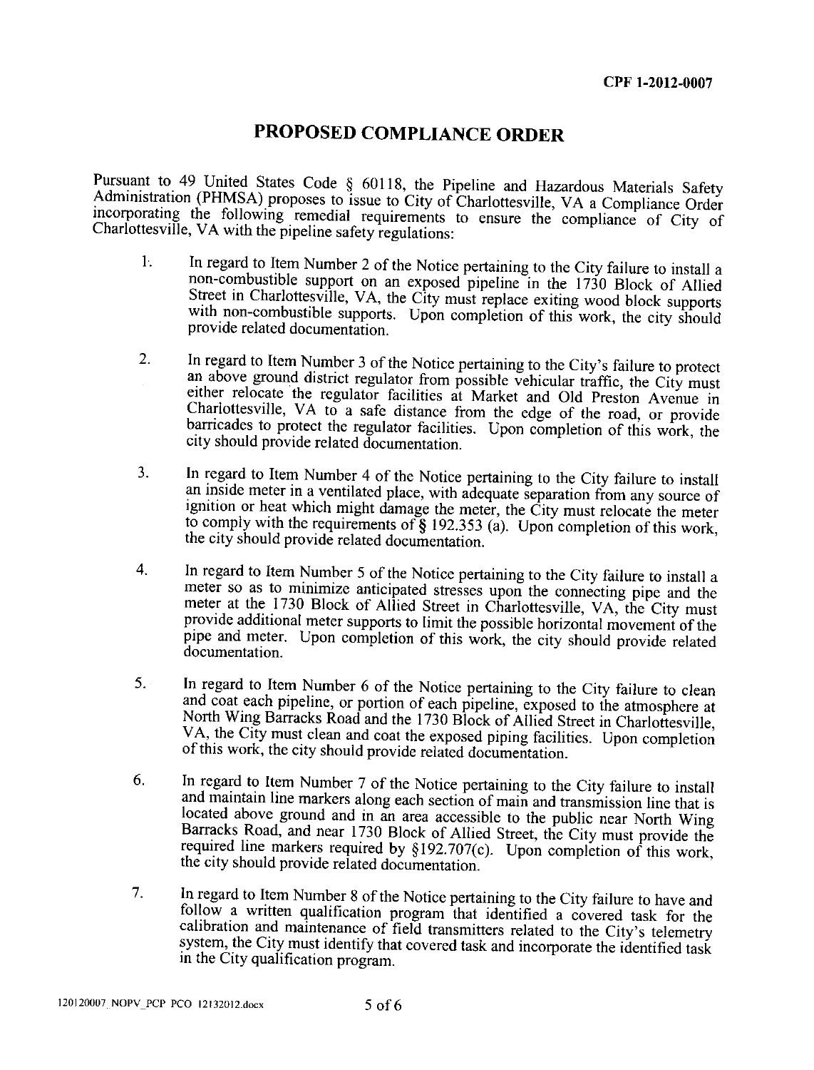CPF 1-2012-0007

# PROPOSED COMPLIANCE ORDER

Pursuant to 49 United States Code § 60118, the Pipeline and Hazardous Materials Safety Administration (PHMSA) proposes to issue to City of Charlottesville, VA a Compliance Order incorporating the following remedial requirements to ensure the compliance of City of Charlottesville, VA with the pipeline safety regulations:

1. In regard to Item Number 2 of the Notice pertaining to the City failure to install a non-combustible support on an exposed pipeline in the 1730 Block of Allied Street in Charlottesville, VA, the City must replace exiting wood block supports with non-combustible supports. Upon completion of this work, the city should provide related documentation.

2. In regard to Item Number 3 of the Notice pertaining to the City's failure to protect an above ground district regulator from possible vehicular traffic, the City must either relocate the regulator facilities at Market and Old Preston Avenue in Charlottesville, VA to a safe distance from the edge of the road, or provide barricades to protect the regulator facilities. Upon completion of this work, the city should provide related documentation.

3. In regard to Item Number 4 of the Notice pertaining to the City failure to install an inside meter in a ventilated place, with adequate separation from any source of ignition or heat which might damage the meter, the City must relocate the meter to comply with the requirements of § 192.353 (a). Upon completion of this work, the city should provide related documentation.

4. In regard to Item Number 5 of the Notice pertaining to the City failure to install a meter so as to minimize anticipated stresses upon the connecting pipe and the meter at the 1730 Block of Allied Street in Charlottesville, VA, the City must provide additional meter supports to limit the possible horizontal movement of the pipe and meter. Upon completion of this work, the city should provide related documentation.

5. In regard to Item Number 6 of the Notice pertaining to the City failure to clean and coat each pipeline, or portion of each pipeline, exposed to the atmosphere at North Wing Barracks Road and the 1730 Block of Allied Street in Charlottesville, VA, the City must clean and coat the exposed piping facilities. Upon completion of this work, the city should provide related documentation.

6. In regard to Item Number 7 of the Notice pertaining to the City failure to install and maintain line markers along each section of main and transmission line that is located above ground and in an area accessible to the public near North Wing Barracks Road, and near 1730 Block of Allied Street, the City must provide the required line markers required by §192.707(c). Upon completion of this work, the city should provide related documentation.

7. In regard to Item Number 8 of the Notice pertaining to the City failure to have and follow a written qualification program that identified a covered task for the calibration and maintenance of field transmitters related to the City's telemetry system, the City must identify that covered task and incorporate the identified task in the City qualification program.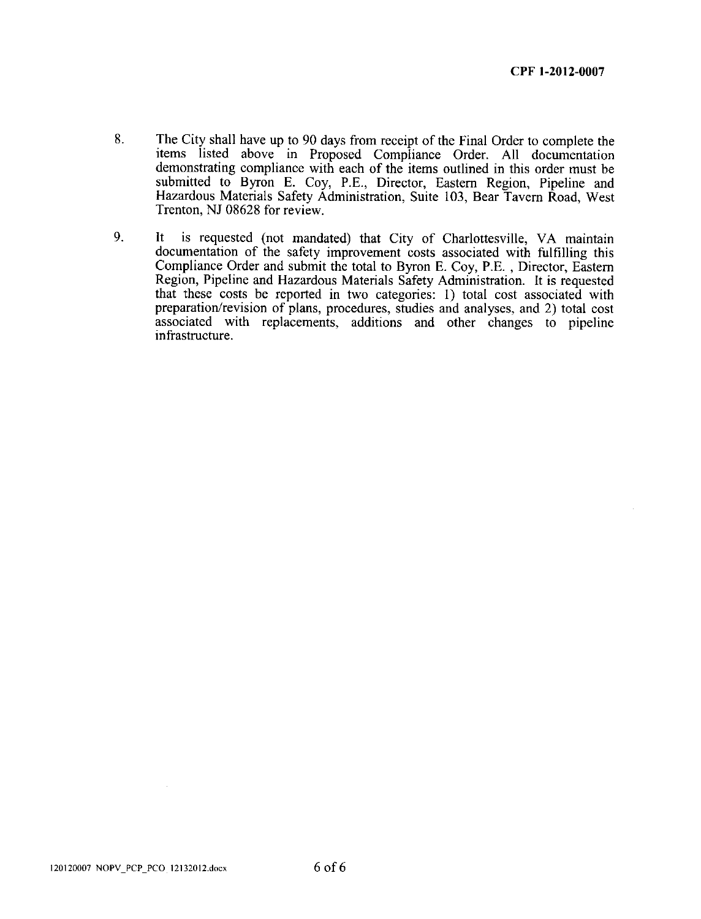8. The City shall have up to 90 days from receipt of the Final Order to complete the items listed above in Proposed Compliance Order. All documentation demonstrating compliance with each of the items outlined in this order must be submitted to Byron E. Coy, P.E., Director, Eastern Region, Pipeline and Hazardous Materials Safety Administration, Suite 103, Bear Tavern Road, West Trenton, NJ 08628 for review.

9. It is requested (not mandated) that City of Charlottesville, VA maintain documentation of the safety improvement costs associated with fulfilling this Compliance Order and submit the total to Byron E. Coy, P.E. , Director, Eastern Region, Pipeline and Hazardous Materials Safety Administration. It is requested that these costs be reported in two categories: 1) total cost associated with preparation/revision of plans, procedures, studies and analyses, and 2) total cost associated with replacements, additions and other changes to pipeline infrastructure.